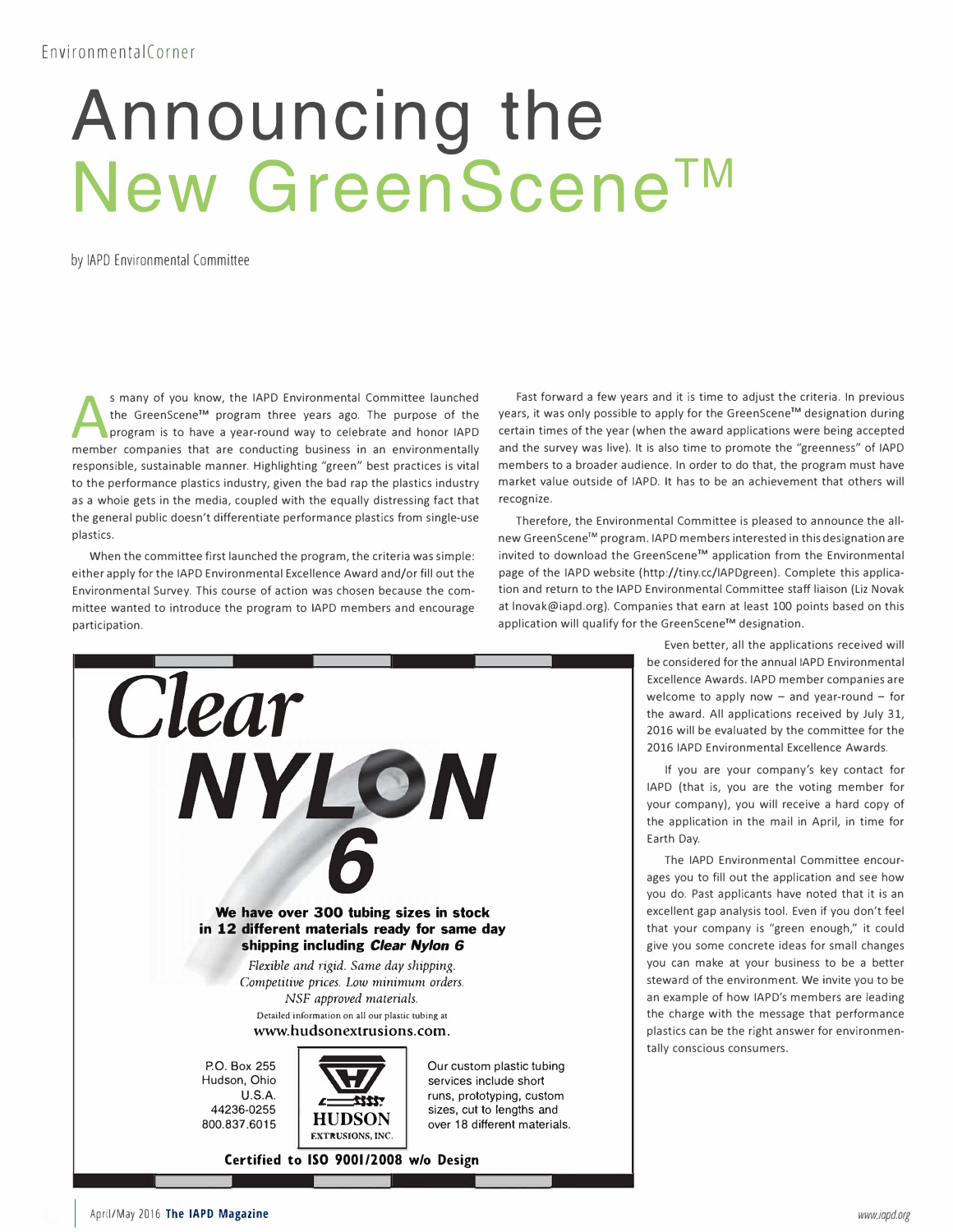EnvironmentalCorner

# Announcing the New GreenScene™

by IAPD Environmental Committee

As many of you know, the IAPD Environmental Committee launched the GreenScene™ program three years ago. The purpose of the program is to have a year-round way to celebrate and honor IAPD member companies that are conducting business in an environmentally responsible, sustainable manner. Highlighting "green" best practices is vital to the performance plastics industry, given the bad rap the plastics industry as a whole gets in the media, coupled with the equally distressing fact that the general public doesn't differentiate performance plastics from single-use plastics.

When the committee first launched the program, the criteria was simple: either apply for the IAPD Environmental Excellence Award and/or fill out the Environmental Survey. This course of action was chosen because the committee wanted to introduce the program to IAPD members and encourage participation.

Fast forward a few years and it is time to adjust the criteria. In previous years, it was only possible to apply for the GreenScene™ designation during certain times of the year (when the award applications were being accepted and the survey was live). It is also time to promote the "greenness" of IAPD members to a broader audience. In order to do that, the program must have market value outside of IAPD. It has to be an achievement that others will recognize.

Therefore, the Environmental Committee is pleased to announce the all-new GreenScene™ program. IAPD members interested in this designation are invited to download the GreenScene™ application from the Environmental page of the IAPD website (http://tiny.cc/IAPDgreen). Complete this application and return to the IAPD Environmental Committee staff liaison (Liz Novak at lnovak@iapd.org). Companies that earn at least 100 points based on this application will qualify for the GreenScene™ designation.

Even better, all the applications received will be considered for the annual IAPD Environmental Excellence Awards. IAPD member companies are welcome to apply now – and year-round – for the award. All applications received by July 31, 2016 will be evaluated by the committee for the 2016 IAPD Environmental Excellence Awards.

If you are your company's key contact for IAPD (that is, you are the voting member for your company), you will receive a hard copy of the application in the mail in April, in time for Earth Day.

The IAPD Environmental Committee encourages you to fill out the application and see how you do. Past applicants have noted that it is an excellent gap analysis tool. Even if you don't feel that your company is "green enough," it could give you some concrete ideas for small changes you can make at your business to be a better steward of the environment. We invite you to be an example of how IAPD's members are leading the charge with the message that performance plastics can be the right answer for environmentally conscious consumers.

---

*Clear* **NYLON 6**

**We have over 300 tubing sizes in stock in 12 different materials ready for same day shipping including *Clear Nylon 6***

*Flexible and rigid. Same day shipping.*
*Competitive prices. Low minimum orders.*
*NSF approved materials.*

Detailed information on all our plastic tubing at
**www.hudsonextrusions.com.**

P.O. Box 255
Hudson, Ohio
U.S.A.
44236-0255
800.837.6015

HUDSON EXTRUSIONS, INC.

Our custom plastic tubing services include short runs, prototyping, custom sizes, cut to lengths and over 18 different materials.

**Certified to ISO 9001/2008 w/o Design**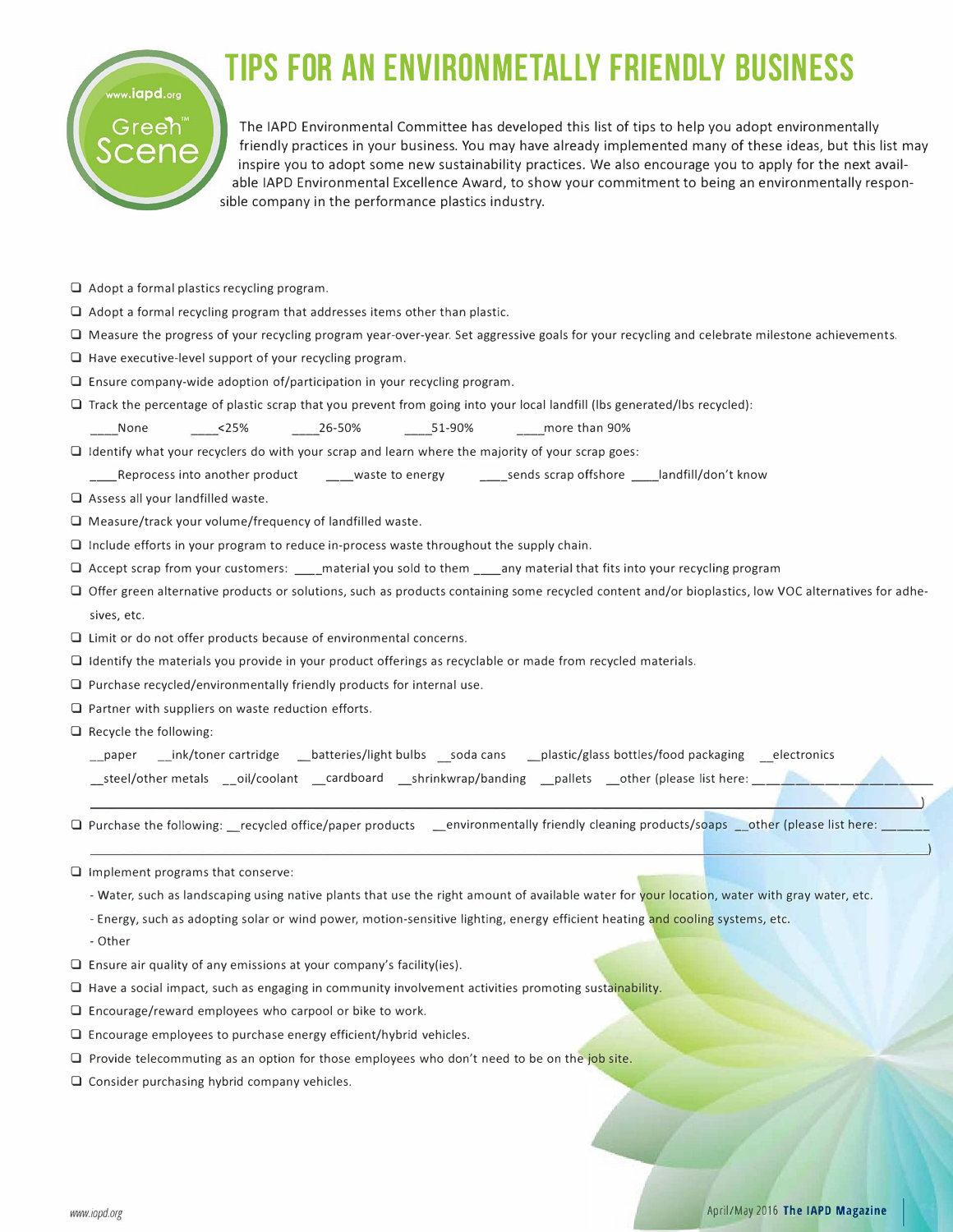# TIPS FOR AN ENVIRONMETALLY FRIENDLY BUSINESS

www.iapd.org Green™ Scene

The IAPD Environmental Committee has developed this list of tips to help you adopt environmentally friendly practices in your business. You may have already implemented many of these ideas, but this list may inspire you to adopt some new sustainability practices. We also encourage you to apply for the next available IAPD Environmental Excellence Award, to show your commitment to being an environmentally responsible company in the performance plastics industry.

- ❑ Adopt a formal plastics recycling program.
- ❑ Adopt a formal recycling program that addresses items other than plastic.
- ❑ Measure the progress of your recycling program year-over-year. Set aggressive goals for your recycling and celebrate milestone achievements.
- ❑ Have executive-level support of your recycling program.
- ❑ Ensure company-wide adoption of/participation in your recycling program.
- ❑ Track the percentage of plastic scrap that you prevent from going into your local landfill (lbs generated/lbs recycled):

  ____None ____<25% ____26-50% ____51-90% ____more than 90%
- ❑ Identify what your recyclers do with your scrap and learn where the majority of your scrap goes:

  ____Reprocess into another product ____waste to energy ____sends scrap offshore ____landfill/don't know
- ❑ Assess all your landfilled waste.
- ❑ Measure/track your volume/frequency of landfilled waste.
- ❑ Include efforts in your program to reduce in-process waste throughout the supply chain.
- ❑ Accept scrap from your customers: ____material you sold to them ____any material that fits into your recycling program
- ❑ Offer green alternative products or solutions, such as products containing some recycled content and/or bioplastics, low VOC alternatives for adhesives, etc.
- ❑ Limit or do not offer products because of environmental concerns.
- ❑ Identify the materials you provide in your product offerings as recyclable or made from recycled materials.
- ❑ Purchase recycled/environmentally friendly products for internal use.
- ❑ Partner with suppliers on waste reduction efforts.
- ❑ Recycle the following:

  __paper __ink/toner cartridge __batteries/light bulbs __soda cans __plastic/glass bottles/food packaging __electronics

  __steel/other metals __oil/coolant __cardboard __shrinkwrap/banding __pallets __other (please list here: ________________________________)
- ❑ Purchase the following: __recycled office/paper products __environmentally friendly cleaning products/soaps __other (please list here: ________________________________)
- ❑ Implement programs that conserve:
  - Water, such as landscaping using native plants that use the right amount of available water for your location, water with gray water, etc.
  - Energy, such as adopting solar or wind power, motion-sensitive lighting, energy efficient heating and cooling systems, etc.
  - Other
- ❑ Ensure air quality of any emissions at your company's facility(ies).
- ❑ Have a social impact, such as engaging in community involvement activities promoting sustainability.
- ❑ Encourage/reward employees who carpool or bike to work.
- ❑ Encourage employees to purchase energy efficient/hybrid vehicles.
- ❑ Provide telecommuting as an option for those employees who don't need to be on the job site.
- ❑ Consider purchasing hybrid company vehicles.